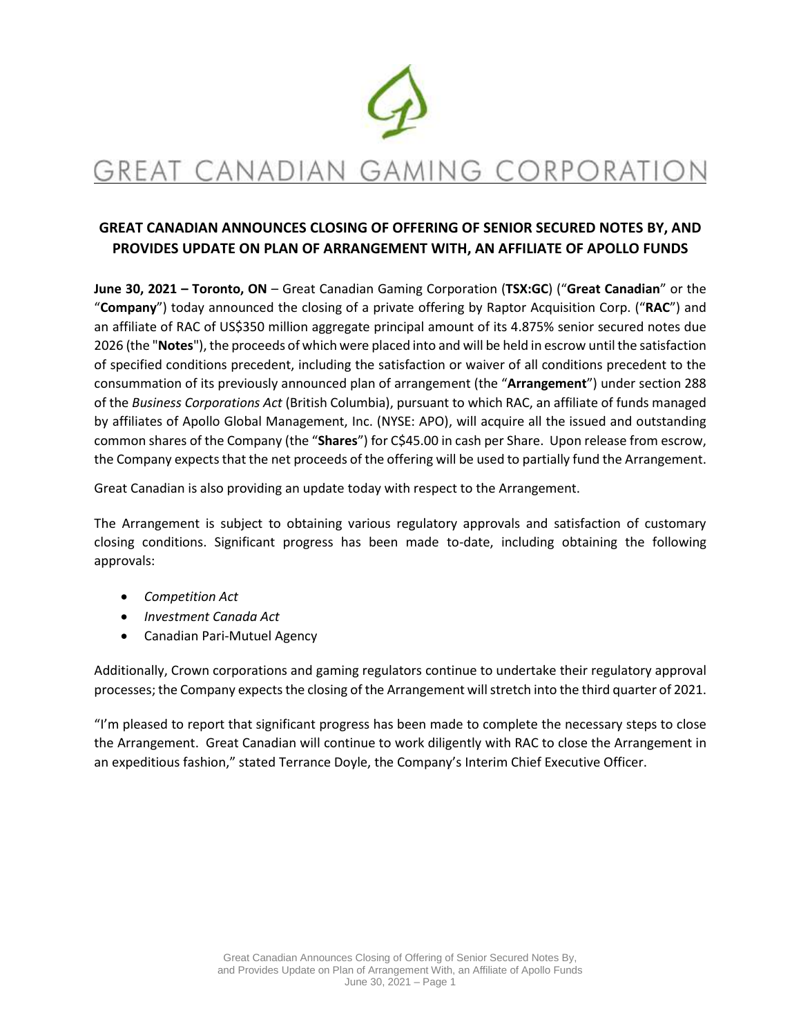# GREAT CANADIAN GAMING CORPORATION

## GREAT CANADIAN ANNOUNCES CLOSING OF OFFERING OF SENIOR SECURED NOTES BY, AND PROVIDES UPDATE ON PLAN OF ARRANGEMENT WITH, AN AFFILIATE OF APOLLO FUNDS

**June 30, 2021 – Toronto, ON** – Great Canadian Gaming Corporation (**TSX:GC**) ("**Great Canadian**" or the "**Company**") today announced the closing of a private offering by Raptor Acquisition Corp. ("**RAC**") and an affiliate of RAC of US$350 million aggregate principal amount of its 4.875% senior secured notes due 2026 (the "**Notes**"), the proceeds of which were placed into and will be held in escrow until the satisfaction of specified conditions precedent, including the satisfaction or waiver of all conditions precedent to the consummation of its previously announced plan of arrangement (the "**Arrangement**") under section 288 of the *Business Corporations Act* (British Columbia), pursuant to which RAC, an affiliate of funds managed by affiliates of Apollo Global Management, Inc. (NYSE: APO), will acquire all the issued and outstanding common shares of the Company (the "**Shares**") for C$45.00 in cash per Share. Upon release from escrow, the Company expects that the net proceeds of the offering will be used to partially fund the Arrangement.

Great Canadian is also providing an update today with respect to the Arrangement.

The Arrangement is subject to obtaining various regulatory approvals and satisfaction of customary closing conditions. Significant progress has been made to-date, including obtaining the following approvals:

- *Competition Act*
- *Investment Canada Act*
- Canadian Pari-Mutuel Agency

Additionally, Crown corporations and gaming regulators continue to undertake their regulatory approval processes; the Company expects the closing of the Arrangement will stretch into the third quarter of 2021.

"I'm pleased to report that significant progress has been made to complete the necessary steps to close the Arrangement. Great Canadian will continue to work diligently with RAC to close the Arrangement in an expeditious fashion," stated Terrance Doyle, the Company's Interim Chief Executive Officer.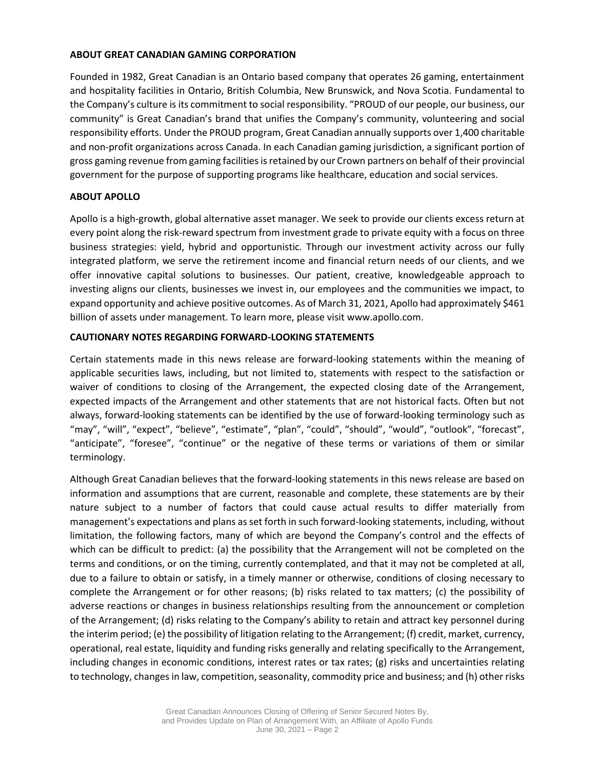## ABOUT GREAT CANADIAN GAMING CORPORATION

Founded in 1982, Great Canadian is an Ontario based company that operates 26 gaming, entertainment and hospitality facilities in Ontario, British Columbia, New Brunswick, and Nova Scotia. Fundamental to the Company's culture is its commitment to social responsibility. "PROUD of our people, our business, our community" is Great Canadian's brand that unifies the Company's community, volunteering and social responsibility efforts. Under the PROUD program, Great Canadian annually supports over 1,400 charitable and non-profit organizations across Canada. In each Canadian gaming jurisdiction, a significant portion of gross gaming revenue from gaming facilities is retained by our Crown partners on behalf of their provincial government for the purpose of supporting programs like healthcare, education and social services.

## ABOUT APOLLO

Apollo is a high-growth, global alternative asset manager. We seek to provide our clients excess return at every point along the risk-reward spectrum from investment grade to private equity with a focus on three business strategies: yield, hybrid and opportunistic. Through our investment activity across our fully integrated platform, we serve the retirement income and financial return needs of our clients, and we offer innovative capital solutions to businesses. Our patient, creative, knowledgeable approach to investing aligns our clients, businesses we invest in, our employees and the communities we impact, to expand opportunity and achieve positive outcomes. As of March 31, 2021, Apollo had approximately $461 billion of assets under management. To learn more, please visit www.apollo.com.

## CAUTIONARY NOTES REGARDING FORWARD-LOOKING STATEMENTS

Certain statements made in this news release are forward-looking statements within the meaning of applicable securities laws, including, but not limited to, statements with respect to the satisfaction or waiver of conditions to closing of the Arrangement, the expected closing date of the Arrangement, expected impacts of the Arrangement and other statements that are not historical facts. Often but not always, forward-looking statements can be identified by the use of forward-looking terminology such as "may", "will", "expect", "believe", "estimate", "plan", "could", "should", "would", "outlook", "forecast", "anticipate", "foresee", "continue" or the negative of these terms or variations of them or similar terminology.

Although Great Canadian believes that the forward-looking statements in this news release are based on information and assumptions that are current, reasonable and complete, these statements are by their nature subject to a number of factors that could cause actual results to differ materially from management's expectations and plans as set forth in such forward-looking statements, including, without limitation, the following factors, many of which are beyond the Company's control and the effects of which can be difficult to predict: (a) the possibility that the Arrangement will not be completed on the terms and conditions, or on the timing, currently contemplated, and that it may not be completed at all, due to a failure to obtain or satisfy, in a timely manner or otherwise, conditions of closing necessary to complete the Arrangement or for other reasons; (b) risks related to tax matters; (c) the possibility of adverse reactions or changes in business relationships resulting from the announcement or completion of the Arrangement; (d) risks relating to the Company's ability to retain and attract key personnel during the interim period; (e) the possibility of litigation relating to the Arrangement; (f) credit, market, currency, operational, real estate, liquidity and funding risks generally and relating specifically to the Arrangement, including changes in economic conditions, interest rates or tax rates; (g) risks and uncertainties relating to technology, changes in law, competition, seasonality, commodity price and business; and (h) other risks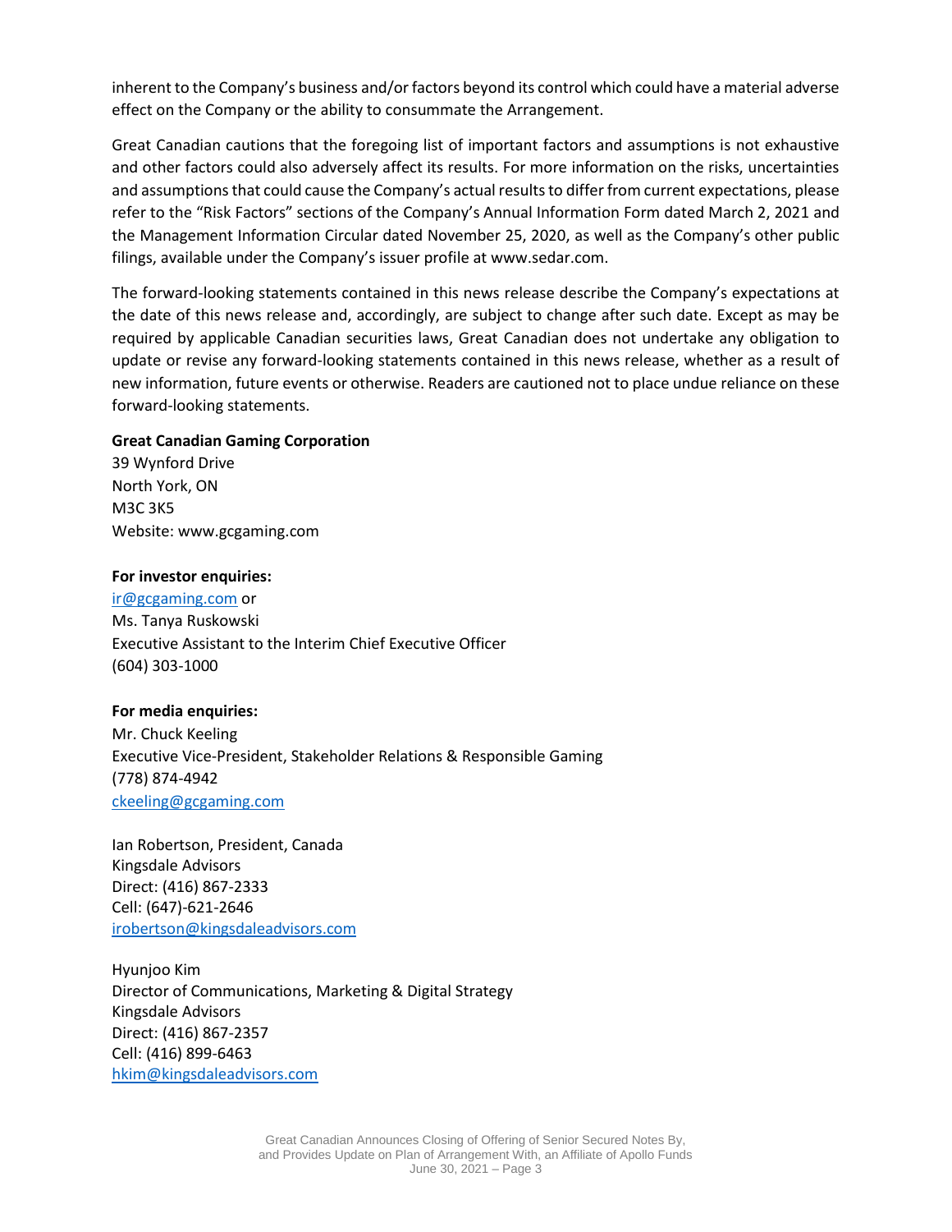inherent to the Company's business and/or factors beyond its control which could have a material adverse effect on the Company or the ability to consummate the Arrangement.

Great Canadian cautions that the foregoing list of important factors and assumptions is not exhaustive and other factors could also adversely affect its results. For more information on the risks, uncertainties and assumptions that could cause the Company's actual results to differ from current expectations, please refer to the "Risk Factors" sections of the Company's Annual Information Form dated March 2, 2021 and the Management Information Circular dated November 25, 2020, as well as the Company's other public filings, available under the Company's issuer profile at www.sedar.com.

The forward-looking statements contained in this news release describe the Company's expectations at the date of this news release and, accordingly, are subject to change after such date. Except as may be required by applicable Canadian securities laws, Great Canadian does not undertake any obligation to update or revise any forward-looking statements contained in this news release, whether as a result of new information, future events or otherwise. Readers are cautioned not to place undue reliance on these forward-looking statements.

**Great Canadian Gaming Corporation**
39 Wynford Drive
North York, ON
M3C 3K5
Website: www.gcgaming.com

**For investor enquiries:**
ir@gcgaming.com or
Ms. Tanya Ruskowski
Executive Assistant to the Interim Chief Executive Officer
(604) 303-1000

**For media enquiries:**
Mr. Chuck Keeling
Executive Vice-President, Stakeholder Relations & Responsible Gaming
(778) 874-4942
ckeeling@gcgaming.com

Ian Robertson, President, Canada
Kingsdale Advisors
Direct: (416) 867-2333
Cell: (647)-621-2646
irobertson@kingsdaleadvisors.com

Hyunjoo Kim
Director of Communications, Marketing & Digital Strategy
Kingsdale Advisors
Direct: (416) 867-2357
Cell: (416) 899-6463
hkim@kingsdaleadvisors.com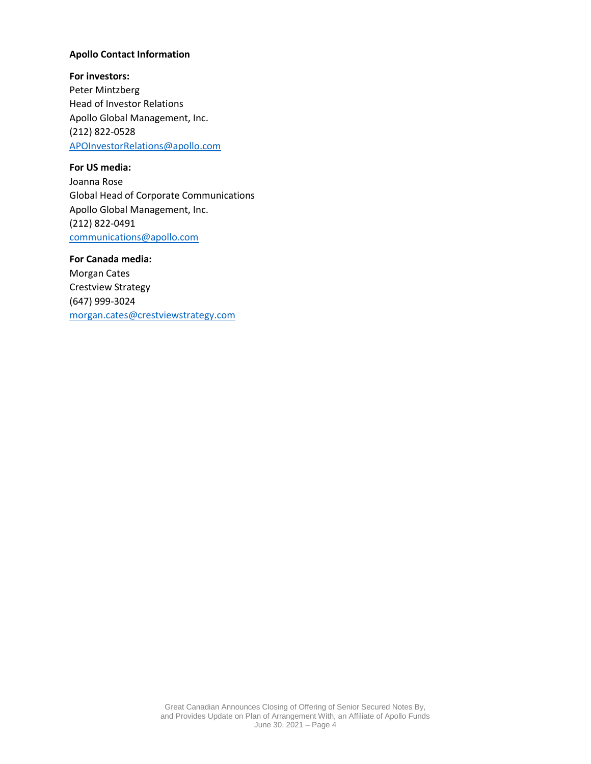**Apollo Contact Information**

**For investors:**
Peter Mintzberg
Head of Investor Relations
Apollo Global Management, Inc.
(212) 822-0528
APOInvestorRelations@apollo.com

**For US media:**
Joanna Rose
Global Head of Corporate Communications
Apollo Global Management, Inc.
(212) 822-0491
communications@apollo.com

**For Canada media:**
Morgan Cates
Crestview Strategy
(647) 999-3024
morgan.cates@crestviewstrategy.com